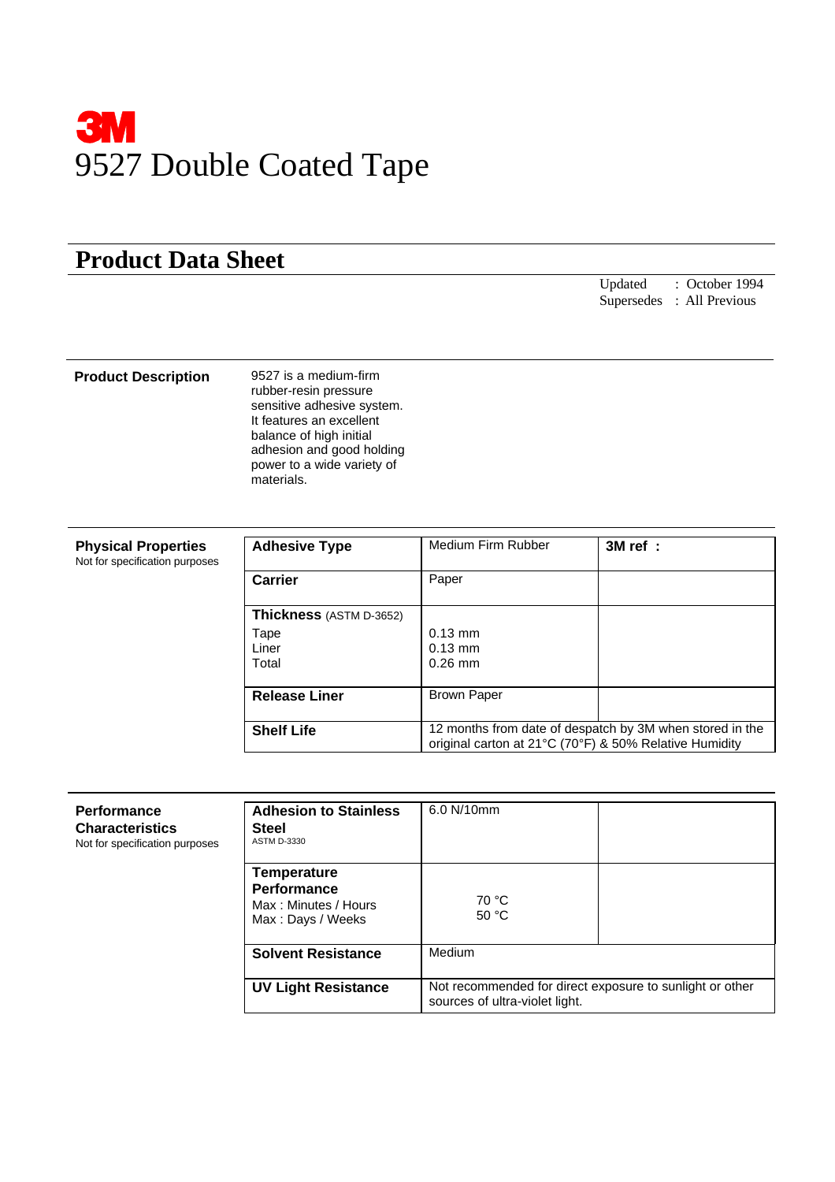**3M**

# 9527 Double Coated Tape

## Product Data Sheet

Updated : October 1994
Supersedes : All Previous

**Product Description**

9527 is a medium-firm rubber-resin pressure sensitive adhesive system. It features an excellent balance of high initial adhesion and good holding power to a wide variety of materials.

**Physical Properties**
Not for specification purposes

| | | |
|---|---|---|
| **Adhesive Type** | Medium Firm Rubber | **3M ref :** |
| **Carrier** | Paper | |
| **Thickness** (ASTM D-3652)<br>Tape<br>Liner<br>Total | <br>0.13 mm<br>0.13 mm<br>0.26 mm | |
| **Release Liner** | Brown Paper | |
| **Shelf Life** | 12 months from date of despatch by 3M when stored in the original carton at 21°C (70°F) & 50% Relative Humidity | |

**Performance Characteristics**
Not for specification purposes

| | | |
|---|---|---|
| **Adhesion to Stainless Steel**<br>ASTM D-3330 | 6.0 N/10mm | |
| **Temperature Performance**<br>Max : Minutes / Hours<br>Max : Days / Weeks | <br><br>70 °C<br>50 °C | |
| **Solvent Resistance** | Medium | |
| **UV Light Resistance** | Not recommended for direct exposure to sunlight or other sources of ultra-violet light. | |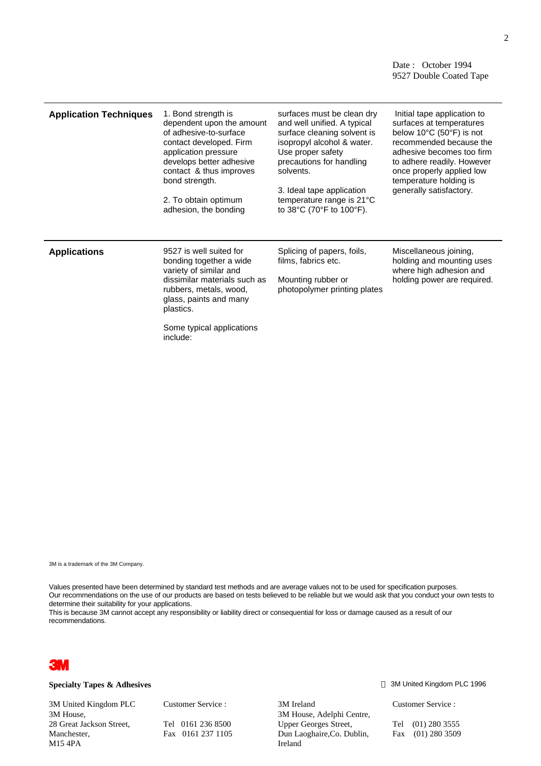Date : October 1994
9527 Double Coated Tape

## Application Techniques

1. Bond strength is dependent upon the amount of adhesive-to-surface contact developed. Firm application pressure develops better adhesive contact & thus improves bond strength.

2. To obtain optimum adhesion, the bonding surfaces must be clean dry and well unified. A typical surface cleaning solvent is isopropyl alcohol & water. Use proper safety precautions for handling solvents.

3. Ideal tape application temperature range is 21°C to 38°C (70°F to 100°F).

Initial tape application to surfaces at temperatures below 10°C (50°F) is not recommended because the adhesive becomes too firm to adhere readily. However once properly applied low temperature holding is generally satisfactory.

## Applications

9527 is well suited for bonding together a wide variety of similar and dissimilar materials such as rubbers, metals, wood, glass, paints and many plastics.

Some typical applications include:

Splicing of papers, foils, films, fabrics etc.

Mounting rubber or photopolymer printing plates

Miscellaneous joining, holding and mounting uses where high adhesion and holding power are required.

3M is a trademark of the 3M Company.

Values presented have been determined by standard test methods and are average values not to be used for specification purposes.
Our recommendations on the use of our products are based on tests believed to be reliable but we would ask that you conduct your own tests to determine their suitability for your applications.
This is because 3M cannot accept any responsibility or liability direct or consequential for loss or damage caused as a result of our recommendations.

3M

**Specialty Tapes & Adhesives**

© 3M United Kingdom PLC 1996

3M United Kingdom PLC
3M House,
28 Great Jackson Street,
Manchester,
M15 4PA

Customer Service :
Tel 0161 236 8500
Fax 0161 237 1105

3M Ireland
3M House, Adelphi Centre,
Upper Georges Street,
Dun Laoghaire,Co. Dublin,
Ireland

Customer Service :
Tel (01) 280 3555
Fax (01) 280 3509